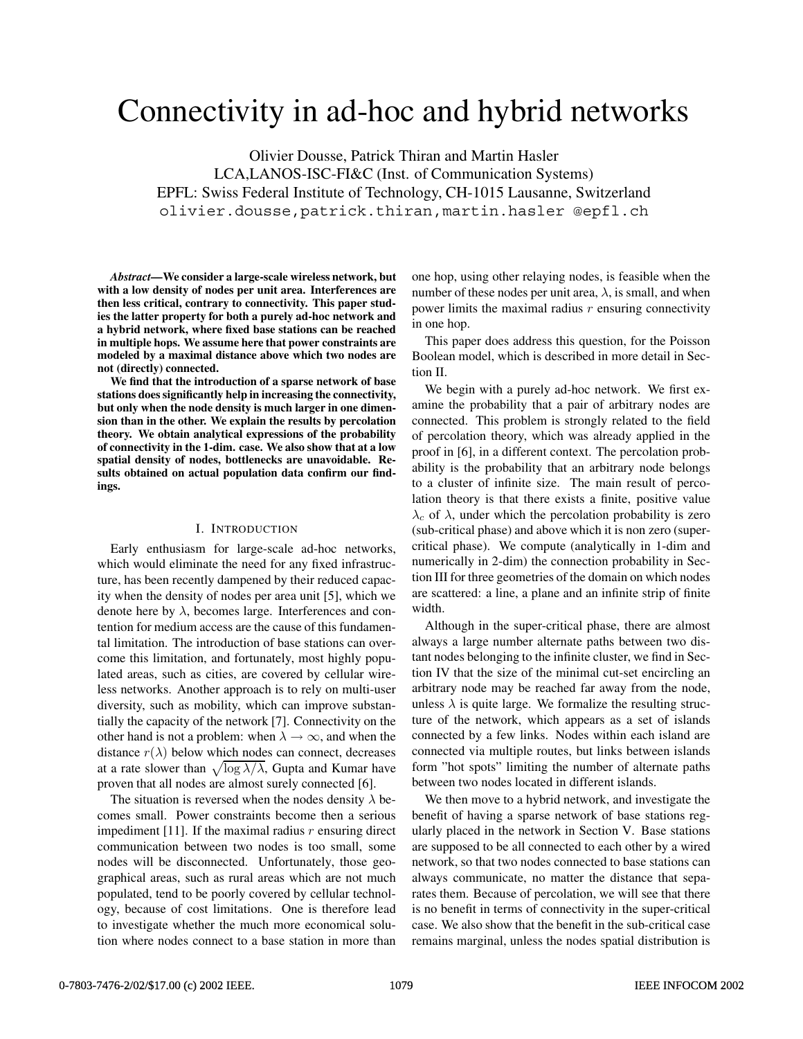# Connectivity in ad-hoc and hybrid networks

Olivier Dousse, Patrick Thiran and Martin Hasler
LCA,LANOS-ISC-FI&C (Inst. of Communication Systems)
EPFL: Swiss Federal Institute of Technology, CH-1015 Lausanne, Switzerland
olivier.dousse,patrick.thiran,martin.hasler @epfl.ch

***Abstract*—We consider a large-scale wireless network, but with a low density of nodes per unit area. Interferences are then less critical, contrary to connectivity. This paper studies the latter property for both a purely ad-hoc network and a hybrid network, where fixed base stations can be reached in multiple hops. We assume here that power constraints are modeled by a maximal distance above which two nodes are not (directly) connected.**

**We find that the introduction of a sparse network of base stations does significantly help in increasing the connectivity, but only when the node density is much larger in one dimension than in the other. We explain the results by percolation theory. We obtain analytical expressions of the probability of connectivity in the 1-dim. case. We also show that at a low spatial density of nodes, bottlenecks are unavoidable. Results obtained on actual population data confirm our findings.**

## I. Introduction

Early enthusiasm for large-scale ad-hoc networks, which would eliminate the need for any fixed infrastructure, has been recently dampened by their reduced capacity when the density of nodes per area unit [5], which we denote here by $\lambda$, becomes large. Interferences and contention for medium access are the cause of this fundamental limitation. The introduction of base stations can overcome this limitation, and fortunately, most highly populated areas, such as cities, are covered by cellular wireless networks. Another approach is to rely on multi-user diversity, such as mobility, which can improve substantially the capacity of the network [7]. Connectivity on the other hand is not a problem: when $\lambda \to \infty$, and when the distance $r(\lambda)$ below which nodes can connect, decreases at a rate slower than $\sqrt{\log \lambda / \lambda}$, Gupta and Kumar have proven that all nodes are almost surely connected [6].

The situation is reversed when the nodes density $\lambda$ becomes small. Power constraints become then a serious impediment [11]. If the maximal radius $r$ ensuring direct communication between two nodes is too small, some nodes will be disconnected. Unfortunately, those geographical areas, such as rural areas which are not much populated, tend to be poorly covered by cellular technology, because of cost limitations. One is therefore lead to investigate whether the much more economical solution where nodes connect to a base station in more than one hop, using other relaying nodes, is feasible when the number of these nodes per unit area, $\lambda$, is small, and when power limits the maximal radius $r$ ensuring connectivity in one hop.

This paper does address this question, for the Poisson Boolean model, which is described in more detail in Section II.

We begin with a purely ad-hoc network. We first examine the probability that a pair of arbitrary nodes are connected. This problem is strongly related to the field of percolation theory, which was already applied in the proof in [6], in a different context. The percolation probability is the probability that an arbitrary node belongs to a cluster of infinite size. The main result of percolation theory is that there exists a finite, positive value $\lambda_c$ of $\lambda$, under which the percolation probability is zero (sub-critical phase) and above which it is non zero (super-critical phase). We compute (analytically in 1-dim and numerically in 2-dim) the connection probability in Section III for three geometries of the domain on which nodes are scattered: a line, a plane and an infinite strip of finite width.

Although in the super-critical phase, there are almost always a large number alternate paths between two distant nodes belonging to the infinite cluster, we find in Section IV that the size of the minimal cut-set encircling an arbitrary node may be reached far away from the node, unless $\lambda$ is quite large. We formalize the resulting structure of the network, which appears as a set of islands connected by a few links. Nodes within each island are connected via multiple routes, but links between islands form "hot spots" limiting the number of alternate paths between two nodes located in different islands.

We then move to a hybrid network, and investigate the benefit of having a sparse network of base stations regularly placed in the network in Section V. Base stations are supposed to be all connected to each other by a wired network, so that two nodes connected to base stations can always communicate, no matter the distance that separates them. Because of percolation, we will see that there is no benefit in terms of connectivity in the super-critical case. We also show that the benefit in the sub-critical case remains marginal, unless the nodes spatial distribution is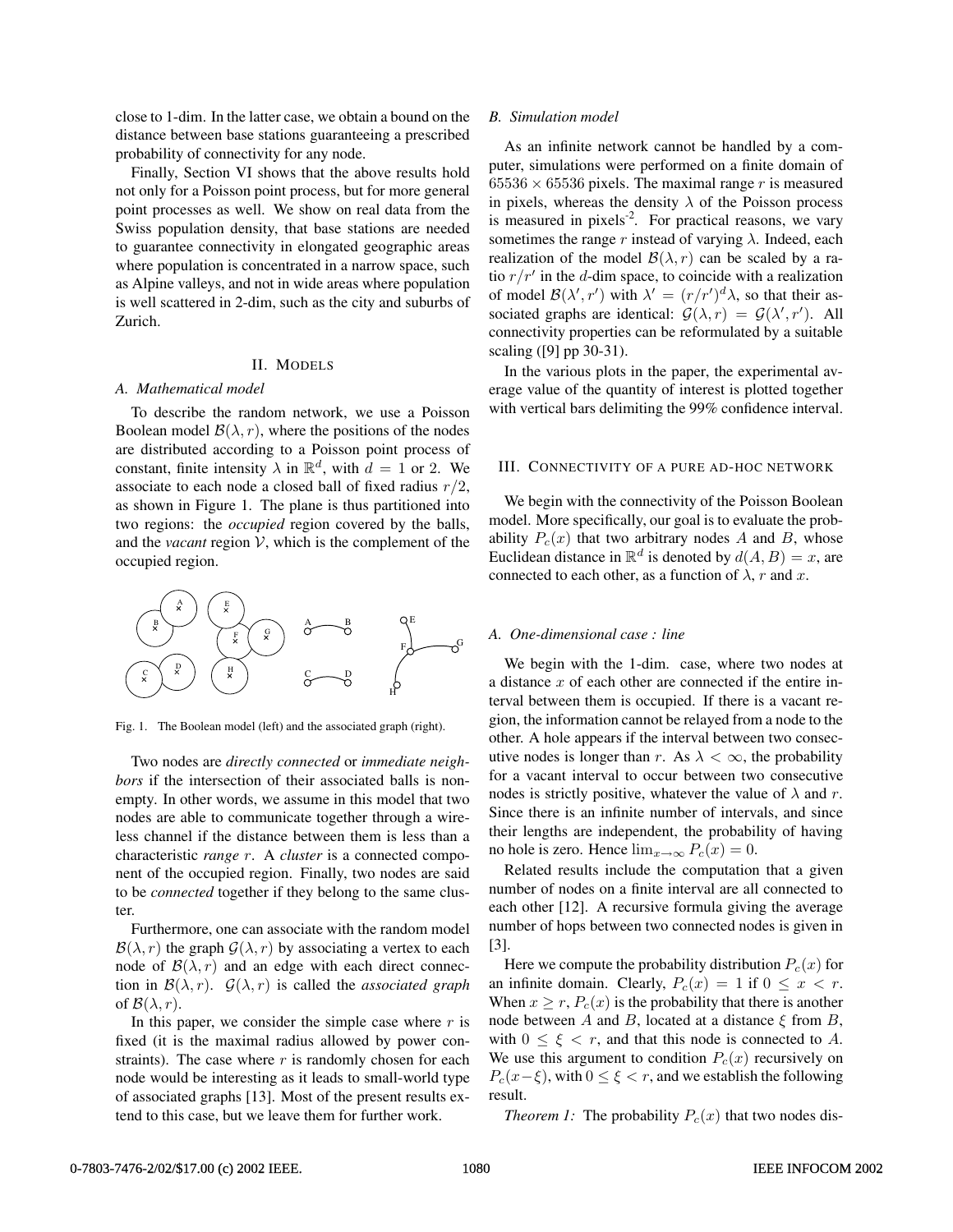close to 1-dim. In the latter case, we obtain a bound on the distance between base stations guaranteeing a prescribed probability of connectivity for any node.

Finally, Section VI shows that the above results hold not only for a Poisson point process, but for more general point processes as well. We show on real data from the Swiss population density, that base stations are needed to guarantee connectivity in elongated geographic areas where population is concentrated in a narrow space, such as Alpine valleys, and not in wide areas where population is well scattered in 2-dim, such as the city and suburbs of Zurich.

## II. MODELS

### A. Mathematical model

To describe the random network, we use a Poisson Boolean model $\mathcal{B}(\lambda, r)$, where the positions of the nodes are distributed according to a Poisson point process of constant, finite intensity $\lambda$ in $\mathbb{R}^d$, with $d = 1$ or 2. We associate to each node a closed ball of fixed radius $r/2$, as shown in Figure 1. The plane is thus partitioned into two regions: the *occupied* region covered by the balls, and the *vacant* region $\mathcal{V}$, which is the complement of the occupied region.

Fig. 1. The Boolean model (left) and the associated graph (right).

Two nodes are *directly connected* or *immediate neighbors* if the intersection of their associated balls is non-empty. In other words, we assume in this model that two nodes are able to communicate together through a wireless channel if the distance between them is less than a characteristic *range* $r$. A *cluster* is a connected component of the occupied region. Finally, two nodes are said to be *connected* together if they belong to the same cluster.

Furthermore, one can associate with the random model $\mathcal{B}(\lambda, r)$ the graph $\mathcal{G}(\lambda, r)$ by associating a vertex to each node of $\mathcal{B}(\lambda, r)$ and an edge with each direct connection in $\mathcal{B}(\lambda, r)$. $\mathcal{G}(\lambda, r)$ is called the *associated graph* of $\mathcal{B}(\lambda, r)$.

In this paper, we consider the simple case where $r$ is fixed (it is the maximal radius allowed by power constraints). The case where $r$ is randomly chosen for each node would be interesting as it leads to small-world type of associated graphs [13]. Most of the present results extend to this case, but we leave them for further work.

### B. Simulation model

As an infinite network cannot be handled by a computer, simulations were performed on a finite domain of $65536 \times 65536$ pixels. The maximal range $r$ is measured in pixels, whereas the density $\lambda$ of the Poisson process is measured in pixels$^{-2}$. For practical reasons, we vary sometimes the range $r$ instead of varying $\lambda$. Indeed, each realization of the model $\mathcal{B}(\lambda, r)$ can be scaled by a ratio $r/r'$ in the $d$-dim space, to coincide with a realization of model $\mathcal{B}(\lambda', r')$ with $\lambda' = (r/r')^d \lambda$, so that their associated graphs are identical: $\mathcal{G}(\lambda, r) = \mathcal{G}(\lambda', r')$. All connectivity properties can be reformulated by a suitable scaling ([9] pp 30-31).

In the various plots in the paper, the experimental average value of the quantity of interest is plotted together with vertical bars delimiting the 99% confidence interval.

## III. CONNECTIVITY OF A PURE AD-HOC NETWORK

We begin with the connectivity of the Poisson Boolean model. More specifically, our goal is to evaluate the probability $P_c(x)$ that two arbitrary nodes $A$ and $B$, whose Euclidean distance in $\mathbb{R}^d$ is denoted by $d(A, B) = x$, are connected to each other, as a function of $\lambda$, $r$ and $x$.

### A. One-dimensional case : line

We begin with the 1-dim. case, where two nodes at a distance $x$ of each other are connected if the entire interval between them is occupied. If there is a vacant region, the information cannot be relayed from a node to the other. A hole appears if the interval between two consecutive nodes is longer than $r$. As $\lambda < \infty$, the probability for a vacant interval to occur between two consecutive nodes is strictly positive, whatever the value of $\lambda$ and $r$. Since there is an infinite number of intervals, and since their lengths are independent, the probability of having no hole is zero. Hence $\lim_{x\to\infty} P_c(x) = 0$.

Related results include the computation that a given number of nodes on a finite interval are all connected to each other [12]. A recursive formula giving the average number of hops between two connected nodes is given in [3].

Here we compute the probability distribution $P_c(x)$ for an infinite domain. Clearly, $P_c(x) = 1$ if $0 \le x < r$. When $x \ge r$, $P_c(x)$ is the probability that there is another node between $A$ and $B$, located at a distance $\xi$ from $B$, with $0 \le \xi < r$, and that this node is connected to $A$. We use this argument to condition $P_c(x)$ recursively on $P_c(x - \xi)$, with $0 \le \xi < r$, and we establish the following result.

*Theorem 1:* The probability $P_c(x)$ that two nodes dis-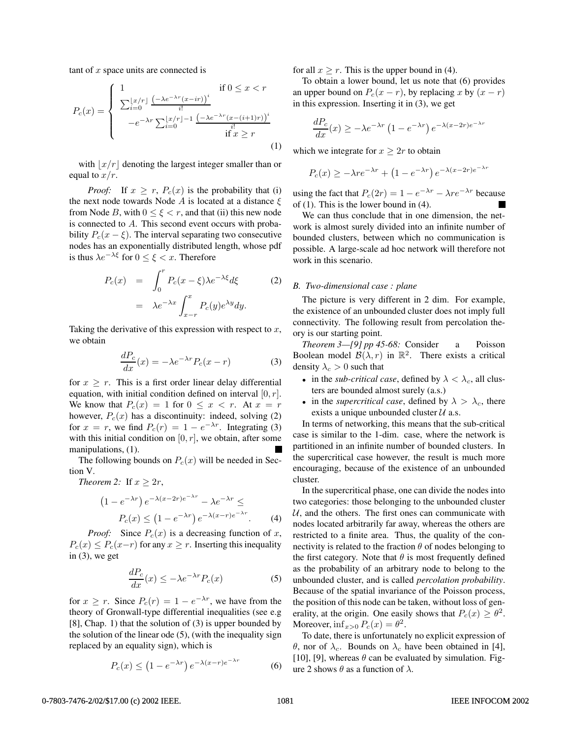tant of $x$ space units are connected is

$$P_c(x) = \begin{cases} 1 & \text{if } 0 \leq x < r \\ \sum_{i=0}^{\lfloor x/r \rfloor} \frac{\left(-\lambda e^{-\lambda r}(x-ir)\right)^i}{i!} \\ \quad -e^{-\lambda r} \sum_{i=0}^{\lfloor x/r \rfloor -1} \frac{\left(-\lambda e^{-\lambda r}(x-(i+1)r)\right)^i}{i!} & \text{if } x \geq r \end{cases} \tag{1}$$

with $\lfloor x/r \rfloor$ denoting the largest integer smaller than or equal to $x/r$.

*Proof:* If $x \geq r$, $P_c(x)$ is the probability that (i) the next node towards Node $A$ is located at a distance $\xi$ from Node $B$, with $0 \leq \xi < r$, and that (ii) this new node is connected to $A$. This second event occurs with probability $P_c(x - \xi)$. The interval separating two consecutive nodes has an exponentially distributed length, whose pdf is thus $\lambda e^{-\lambda \xi}$ for $0 \leq \xi < x$. Therefore

$$\begin{aligned} P_c(x) &= \int_0^r P_c(x-\xi) \lambda e^{-\lambda \xi} d\xi \qquad (2) \\ &= \lambda e^{-\lambda x} \int_{x-r}^x P_c(y) e^{\lambda y} dy. \end{aligned}$$

Taking the derivative of this expression with respect to $x$, we obtain

$$\frac{dP_c}{dx}(x) = -\lambda e^{-\lambda r} P_c(x-r) \tag{3}$$

for $x \geq r$. This is a first order linear delay differential equation, with initial condition defined on interval $[0, r]$. We know that $P_c(x) = 1$ for $0 \leq x < r$. At $x = r$ however, $P_c(x)$ has a discontinuity: indeed, solving (2) for $x = r$, we find $P_c(r) = 1 - e^{-\lambda r}$. Integrating (3) with this initial condition on $[0, r]$, we obtain, after some manipulations, (1). ■

The following bounds on $P_c(x)$ will be needed in Section V.

*Theorem 2:* If $x \geq 2r$,

$$\left(1 - e^{-\lambda r}\right) e^{-\lambda(x-2r)e^{-\lambda r}} - \lambda e^{-\lambda r} \leq \\ P_c(x) \leq \left(1 - e^{-\lambda r}\right) e^{-\lambda(x-r)e^{-\lambda r}}. \tag{4}$$

*Proof:* Since $P_c(x)$ is a decreasing function of $x$, $P_c(x) \leq P_c(x-r)$ for any $x \geq r$. Inserting this inequality in (3), we get

$$\frac{dP_c}{dx}(x) \leq -\lambda e^{-\lambda r} P_c(x) \tag{5}$$

for $x \geq r$. Since $P_c(r) = 1 - e^{-\lambda r}$, we have from the theory of Gronwall-type differential inequalities (see e.g [8], Chap. 1) that the solution of (3) is upper bounded by the solution of the linear ode (5), (with the inequality sign replaced by an equality sign), which is

$$P_c(x) \leq \left(1 - e^{-\lambda r}\right) e^{-\lambda(x-r)e^{-\lambda r}} \tag{6}$$

for all $x \geq r$. This is the upper bound in (4).

To obtain a lower bound, let us note that (6) provides an upper bound on $P_c(x - r)$, by replacing $x$ by $(x - r)$ in this expression. Inserting it in (3), we get

$$\frac{dP_c}{dx}(x) \geq -\lambda e^{-\lambda r} \left(1 - e^{-\lambda r}\right) e^{-\lambda(x-2r)e^{-\lambda r}}$$

which we integrate for $x \geq 2r$ to obtain

$$P_c(x) \geq -\lambda r e^{-\lambda r} + \left(1 - e^{-\lambda r}\right) e^{-\lambda(x-2r)e^{-\lambda r}}$$

using the fact that $P_c(2r) = 1 - e^{-\lambda r} - \lambda r e^{-\lambda r}$ because of (1). This is the lower bound in (4). ■

We can thus conclude that in one dimension, the network is almost surely divided into an infinite number of bounded clusters, between which no communication is possible. A large-scale ad hoc network will therefore not work in this scenario.

### B. Two-dimensional case : plane

The picture is very different in 2 dim. For example, the existence of an unbounded cluster does not imply full connectivity. The following result from percolation theory is our starting point.

*Theorem 3—[9] pp 45-68:* Consider a Poisson Boolean model $\mathcal{B}(\lambda, r)$ in $\mathbb{R}^2$. There exists a critical density $\lambda_c > 0$ such that

- in the *sub-critical case*, defined by $\lambda < \lambda_c$, all clusters are bounded almost surely (a.s.)
- in the *supercritical case*, defined by $\lambda > \lambda_c$, there exists a unique unbounded cluster $\mathcal{U}$ a.s.

In terms of networking, this means that the sub-critical case is similar to the 1-dim. case, where the network is partitioned in an infinite number of bounded clusters. In the supercritical case however, the result is much more encouraging, because of the existence of an unbounded cluster.

In the supercritical phase, one can divide the nodes into two categories: those belonging to the unbounded cluster $\mathcal{U}$, and the others. The first ones can communicate with nodes located arbitrarily far away, whereas the others are restricted to a finite area. Thus, the quality of the connectivity is related to the fraction $\theta$ of nodes belonging to the first category. Note that $\theta$ is most frequently defined as the probability of an arbitrary node to belong to the unbounded cluster, and is called *percolation probability*. Because of the spatial invariance of the Poisson process, the position of this node can be taken, without loss of generality, at the origin. One easily shows that $P_c(x) \geq \theta^2$. Moreover, $\inf_{x>0} P_c(x) = \theta^2$.

To date, there is unfortunately no explicit expression of $\theta$, nor of $\lambda_c$. Bounds on $\lambda_c$ have been obtained in [4], [10], [9], whereas $\theta$ can be evaluated by simulation. Figure 2 shows $\theta$ as a function of $\lambda$.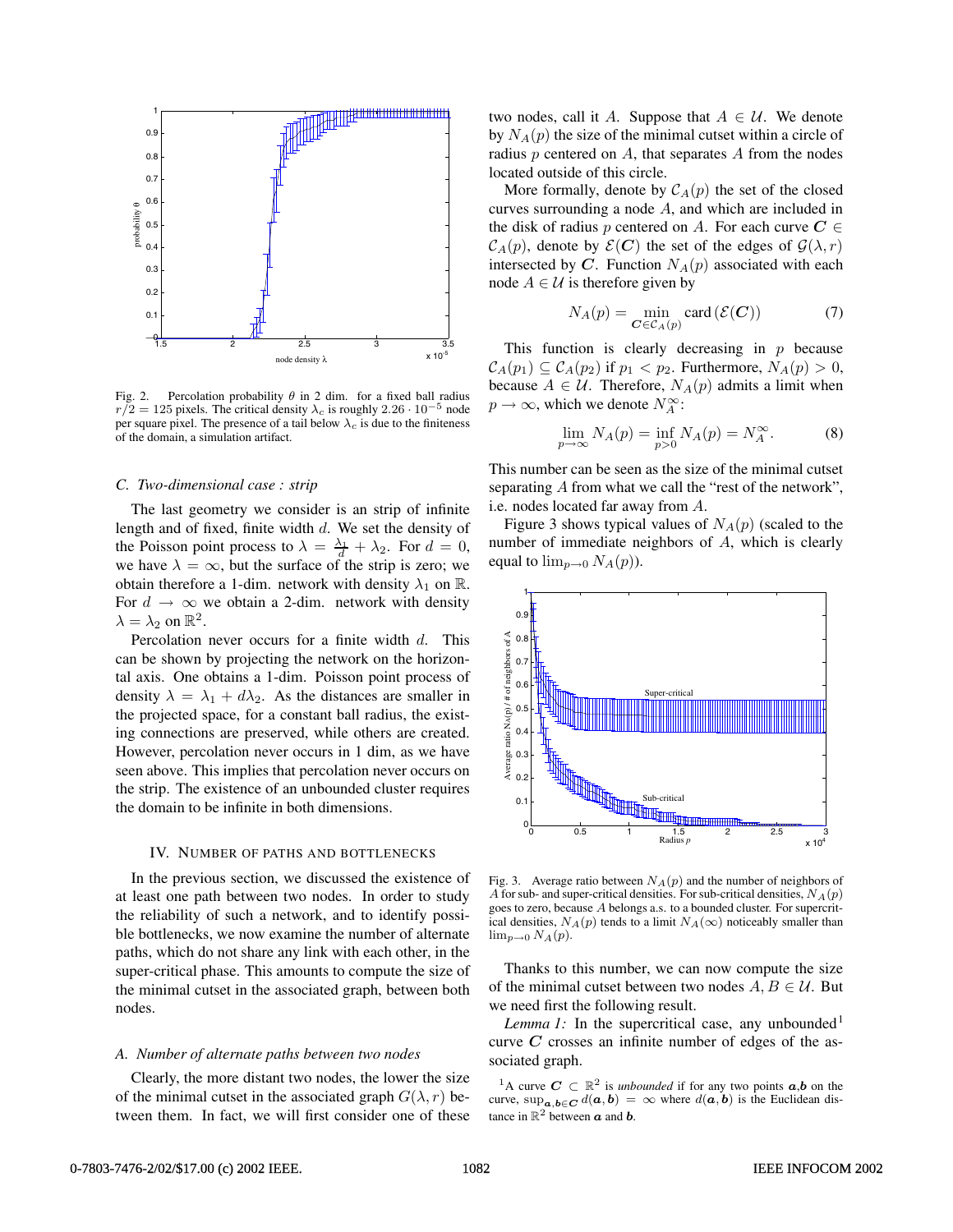Fig. 2. Percolation probability $\theta$ in 2 dim. for a fixed ball radius $r/2 = 125$ pixels. The critical density $\lambda_c$ is roughly $2.26 \cdot 10^{-5}$ node per square pixel. The presence of a tail below $\lambda_c$ is due to the finiteness of the domain, a simulation artifact.

### C. Two-dimensional case : strip

The last geometry we consider is an strip of infinite length and of fixed, finite width $d$. We set the density of the Poisson point process to $\lambda = \frac{\lambda_1}{d} + \lambda_2$. For $d = 0$, we have $\lambda = \infty$, but the surface of the strip is zero; we obtain therefore a 1-dim. network with density $\lambda_1$ on $\mathbb{R}$. For $d \to \infty$ we obtain a 2-dim. network with density $\lambda = \lambda_2$ on $\mathbb{R}^2$.

Percolation never occurs for a finite width $d$. This can be shown by projecting the network on the horizontal axis. One obtains a 1-dim. Poisson point process of density $\lambda = \lambda_1 + d\lambda_2$. As the distances are smaller in the projected space, for a constant ball radius, the existing connections are preserved, while others are created. However, percolation never occurs in 1 dim, as we have seen above. This implies that percolation never occurs on the strip. The existence of an unbounded cluster requires the domain to be infinite in both dimensions.

## IV. Number of paths and bottlenecks

In the previous section, we discussed the existence of at least one path between two nodes. In order to study the reliability of such a network, and to identify possible bottlenecks, we now examine the number of alternate paths, which do not share any link with each other, in the super-critical phase. This amounts to compute the size of the minimal cutset in the associated graph, between both nodes.

### A. Number of alternate paths between two nodes

Clearly, the more distant two nodes, the lower the size of the minimal cutset in the associated graph $G(\lambda, r)$ between them. In fact, we will first consider one of these two nodes, call it $A$. Suppose that $A \in \mathcal{U}$. We denote by $N_A(p)$ the size of the minimal cutset within a circle of radius $p$ centered on $A$, that separates $A$ from the nodes located outside of this circle.

More formally, denote by $\mathcal{C}_A(p)$ the set of the closed curves surrounding a node $A$, and which are included in the disk of radius $p$ centered on $A$. For each curve $\boldsymbol{C} \in \mathcal{C}_A(p)$, denote by $\mathcal{E}(\boldsymbol{C})$ the set of the edges of $\mathcal{G}(\lambda, r)$ intersected by $\boldsymbol{C}$. Function $N_A(p)$ associated with each node $A \in \mathcal{U}$ is therefore given by

$$N_A(p) = \min_{\boldsymbol{C} \in \mathcal{C}_A(p)} \text{card}\left(\mathcal{E}(\boldsymbol{C})\right) \tag{7}$$

This function is clearly decreasing in $p$ because $\mathcal{C}_A(p_1) \subseteq \mathcal{C}_A(p_2)$ if $p_1 < p_2$. Furthermore, $N_A(p) > 0$, because $A \in \mathcal{U}$. Therefore, $N_A(p)$ admits a limit when $p \to \infty$, which we denote $N_A^\infty$:

$$\lim_{p \to \infty} N_A(p) = \inf_{p > 0} N_A(p) = N_A^\infty. \tag{8}$$

This number can be seen as the size of the minimal cutset separating $A$ from what we call the "rest of the network", i.e. nodes located far away from $A$.

Figure 3 shows typical values of $N_A(p)$ (scaled to the number of immediate neighbors of $A$, which is clearly equal to $\lim_{p \to 0} N_A(p)$).

Fig. 3. Average ratio between $N_A(p)$ and the number of neighbors of $A$ for sub- and super-critical densities. For sub-critical densities, $N_A(p)$ goes to zero, because $A$ belongs a.s. to a bounded cluster. For supercritical densities, $N_A(p)$ tends to a limit $N_A(\infty)$ noticeably smaller than $\lim_{p \to 0} N_A(p)$.

Thanks to this number, we can now compute the size of the minimal cutset between two nodes $A, B \in \mathcal{U}$. But we need first the following result.

*Lemma 1:* In the supercritical case, any unbounded[1] curve $\boldsymbol{C}$ crosses an infinite number of edges of the associated graph.

[1] A curve $\boldsymbol{C} \subset \mathbb{R}^2$ is *unbounded* if for any two points $\boldsymbol{a}, \boldsymbol{b}$ on the curve, $\sup_{\boldsymbol{a}, \boldsymbol{b} \in \boldsymbol{C}} d(\boldsymbol{a}, \boldsymbol{b}) = \infty$ where $d(\boldsymbol{a}, \boldsymbol{b})$ is the Euclidean distance in $\mathbb{R}^2$ between $\boldsymbol{a}$ and $\boldsymbol{b}$.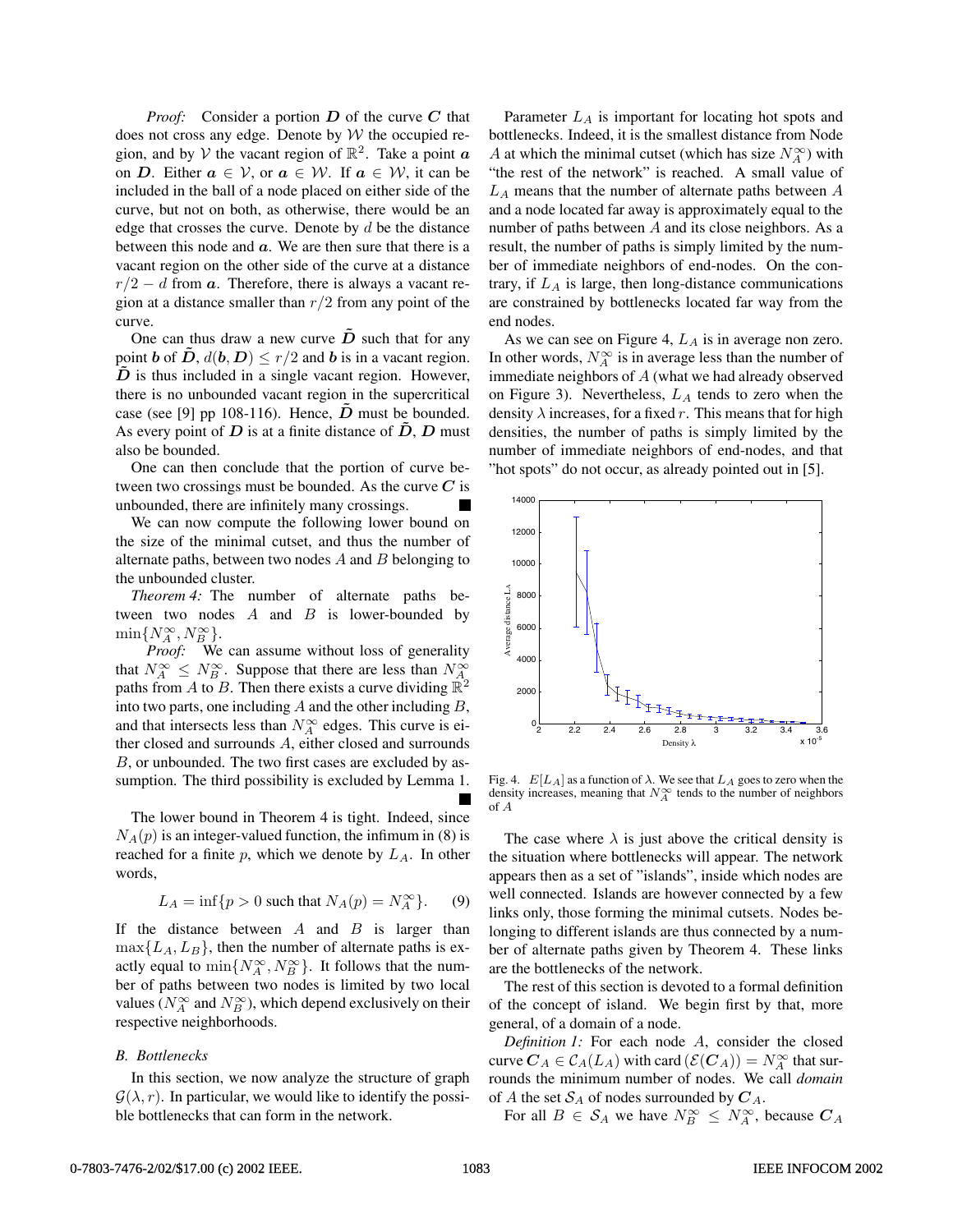*Proof:* Consider a portion $\boldsymbol{D}$ of the curve $\boldsymbol{C}$ that does not cross any edge. Denote by $\mathcal{W}$ the occupied region, and by $\mathcal{V}$ the vacant region of $\mathbb{R}^2$. Take a point $\boldsymbol{a}$ on $\boldsymbol{D}$. Either $\boldsymbol{a} \in \mathcal{V}$, or $\boldsymbol{a} \in \mathcal{W}$. If $\boldsymbol{a} \in \mathcal{W}$, it can be included in the ball of a node placed on either side of the curve, but not on both, as otherwise, there would be an edge that crosses the curve. Denote by $d$ be the distance between this node and $\boldsymbol{a}$. We are then sure that there is a vacant region on the other side of the curve at a distance $r/2 - d$ from $\boldsymbol{a}$. Therefore, there is always a vacant region at a distance smaller than $r/2$ from any point of the curve.

One can thus draw a new curve $\tilde{\boldsymbol{D}}$ such that for any point $\boldsymbol{b}$ of $\tilde{\boldsymbol{D}}$, $d(\boldsymbol{b}, \boldsymbol{D}) \leq r/2$ and $\boldsymbol{b}$ is in a vacant region. $\tilde{\boldsymbol{D}}$ is thus included in a single vacant region. However, there is no unbounded vacant region in the supercritical case (see [9] pp 108-116). Hence, $\tilde{\boldsymbol{D}}$ must be bounded. As every point of $\boldsymbol{D}$ is at a finite distance of $\tilde{\boldsymbol{D}}$, $\boldsymbol{D}$ must also be bounded.

One can then conclude that the portion of curve between two crossings must be bounded. As the curve $\boldsymbol{C}$ is unbounded, there are infinitely many crossings. ∎

We can now compute the following lower bound on the size of the minimal cutset, and thus the number of alternate paths, between two nodes $A$ and $B$ belonging to the unbounded cluster.

*Theorem 4:* The number of alternate paths between two nodes $A$ and $B$ is lower-bounded by $\min\{N_A^\infty, N_B^\infty\}$.

*Proof:* We can assume without loss of generality that $N_A^\infty \leq N_B^\infty$. Suppose that there are less than $N_A^\infty$ paths from $A$ to $B$. Then there exists a curve dividing $\mathbb{R}^2$ into two parts, one including $A$ and the other including $B$, and that intersects less than $N_A^\infty$ edges. This curve is either closed and surrounds $A$, either closed and surrounds $B$, or unbounded. The two first cases are excluded by assumption. The third possibility is excluded by Lemma 1. ∎

The lower bound in Theorem 4 is tight. Indeed, since $N_A(p)$ is an integer-valued function, the infimum in (8) is reached for a finite $p$, which we denote by $L_A$. In other words,

$$L_A = \inf\{p > 0 \text{ such that } N_A(p) = N_A^\infty\}. \qquad (9)$$

If the distance between $A$ and $B$ is larger than $\max\{L_A, L_B\}$, then the number of alternate paths is exactly equal to $\min\{N_A^\infty, N_B^\infty\}$. It follows that the number of paths between two nodes is limited by two local values ($N_A^\infty$ and $N_B^\infty$), which depend exclusively on their respective neighborhoods.

### B. Bottlenecks

In this section, we now analyze the structure of graph $\mathcal{G}(\lambda, r)$. In particular, we would like to identify the possible bottlenecks that can form in the network.

Parameter $L_A$ is important for locating hot spots and bottlenecks. Indeed, it is the smallest distance from Node $A$ at which the minimal cutset (which has size $N_A^\infty$) with "the rest of the network" is reached. A small value of $L_A$ means that the number of alternate paths between $A$ and a node located far away is approximately equal to the number of paths between $A$ and its close neighbors. As a result, the number of paths is simply limited by the number of immediate neighbors of end-nodes. On the contrary, if $L_A$ is large, then long-distance communications are constrained by bottlenecks located far way from the end nodes.

As we can see on Figure 4, $L_A$ is in average non zero. In other words, $N_A^\infty$ is in average less than the number of immediate neighbors of $A$ (what we had already observed on Figure 3). Nevertheless, $L_A$ tends to zero when the density $\lambda$ increases, for a fixed $r$. This means that for high densities, the number of paths is simply limited by the number of immediate neighbors of end-nodes, and that "hot spots" do not occur, as already pointed out in [5].

Fig. 4. $E[L_A]$ as a function of $\lambda$. We see that $L_A$ goes to zero when the density increases, meaning that $N_A^\infty$ tends to the number of neighbors of $A$

The case where $\lambda$ is just above the critical density is the situation where bottlenecks will appear. The network appears then as a set of "islands", inside which nodes are well connected. Islands are however connected by a few links only, those forming the minimal cutsets. Nodes belonging to different islands are thus connected by a number of alternate paths given by Theorem 4. These links are the bottlenecks of the network.

The rest of this section is devoted to a formal definition of the concept of island. We begin first by that, more general, of a domain of a node.

*Definition 1:* For each node $A$, consider the closed curve $\boldsymbol{C}_A \in \mathcal{C}_A(L_A)$ with card $(\mathcal{E}(\boldsymbol{C}_A)) = N_A^\infty$ that surrounds the minimum number of nodes. We call *domain* of $A$ the set $\mathcal{S}_A$ of nodes surrounded by $\boldsymbol{C}_A$.

For all $B \in \mathcal{S}_A$ we have $N_B^\infty \leq N_A^\infty$, because $\boldsymbol{C}_A$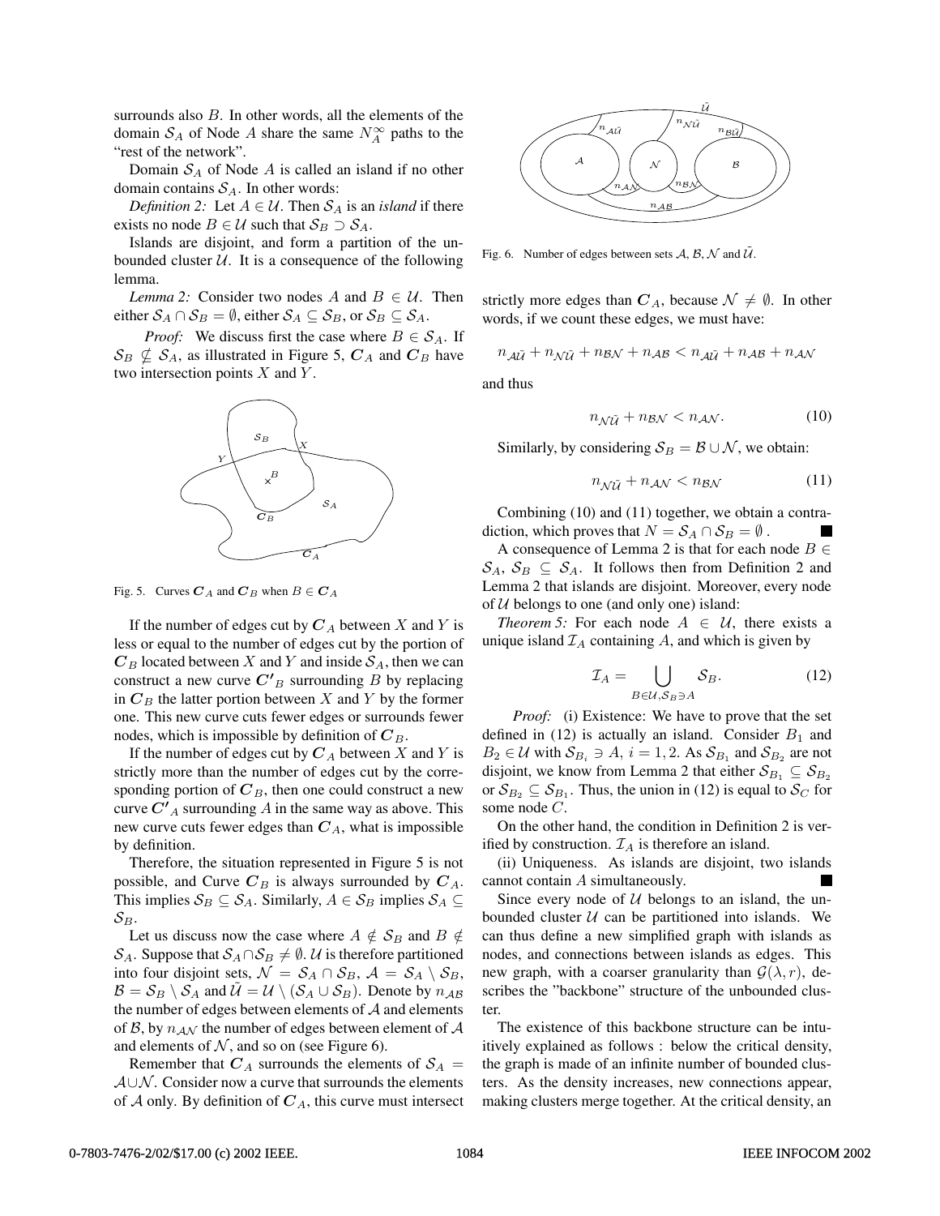surrounds also $B$. In other words, all the elements of the domain $\mathcal{S}_A$ of Node $A$ share the same $N_A^{\infty}$ paths to the "rest of the network".

Domain $\mathcal{S}_A$ of Node $A$ is called an island if no other domain contains $\mathcal{S}_A$. In other words:

*Definition 2:* Let $A \in \mathcal{U}$. Then $\mathcal{S}_A$ is an *island* if there exists no node $B \in \mathcal{U}$ such that $\mathcal{S}_B \supset \mathcal{S}_A$.

Islands are disjoint, and form a partition of the unbounded cluster $\mathcal{U}$. It is a consequence of the following lemma.

*Lemma 2:* Consider two nodes $A$ and $B \in \mathcal{U}$. Then either $\mathcal{S}_A \cap \mathcal{S}_B = \emptyset$, either $\mathcal{S}_A \subseteq \mathcal{S}_B$, or $\mathcal{S}_B \subseteq \mathcal{S}_A$.

*Proof:* We discuss first the case where $B \in \mathcal{S}_A$. If $\mathcal{S}_B \not\subseteq \mathcal{S}_A$, as illustrated in Figure 5, $\boldsymbol{C}_A$ and $\boldsymbol{C}_B$ have two intersection points $X$ and $Y$.

Fig. 5. Curves $\boldsymbol{C}_A$ and $\boldsymbol{C}_B$ when $B \in \boldsymbol{C}_A$

If the number of edges cut by $\boldsymbol{C}_A$ between $X$ and $Y$ is less or equal to the number of edges cut by the portion of $\boldsymbol{C}_B$ located between $X$ and $Y$ and inside $\mathcal{S}_A$, then we can construct a new curve $\boldsymbol{C'}_B$ surrounding $B$ by replacing in $\boldsymbol{C}_B$ the latter portion between $X$ and $Y$ by the former one. This new curve cuts fewer edges or surrounds fewer nodes, which is impossible by definition of $\boldsymbol{C}_B$.

If the number of edges cut by $\boldsymbol{C}_A$ between $X$ and $Y$ is strictly more than the number of edges cut by the corresponding portion of $\boldsymbol{C}_B$, then one could construct a new curve $\boldsymbol{C'}_A$ surrounding $A$ in the same way as above. This new curve cuts fewer edges than $\boldsymbol{C}_A$, what is impossible by definition.

Therefore, the situation represented in Figure 5 is not possible, and Curve $\boldsymbol{C}_B$ is always surrounded by $\boldsymbol{C}_A$. This implies $\mathcal{S}_B \subseteq \mathcal{S}_A$. Similarly, $A \in \mathcal{S}_B$ implies $\mathcal{S}_A \subseteq \mathcal{S}_B$.

Let us discuss now the case where $A \notin \mathcal{S}_B$ and $B \notin \mathcal{S}_A$. Suppose that $\mathcal{S}_A \cap \mathcal{S}_B \neq \emptyset$. $\mathcal{U}$ is therefore partitioned into four disjoint sets, $\mathcal{N} = \mathcal{S}_A \cap \mathcal{S}_B$, $\mathcal{A} = \mathcal{S}_A \setminus \mathcal{S}_B$, $\mathcal{B} = \mathcal{S}_B \setminus \mathcal{S}_A$ and $\tilde{\mathcal{U}} = \mathcal{U} \setminus (\mathcal{S}_A \cup \mathcal{S}_B)$. Denote by $n_{\mathcal{AB}}$ the number of edges between elements of $\mathcal{A}$ and elements of $\mathcal{B}$, by $n_{\mathcal{AN}}$ the number of edges between element of $\mathcal{A}$ and elements of $\mathcal{N}$, and so on (see Figure 6).

Remember that $\boldsymbol{C}_A$ surrounds the elements of $\mathcal{S}_A = \mathcal{A} \cup \mathcal{N}$. Consider now a curve that surrounds the elements of $\mathcal{A}$ only. By definition of $\boldsymbol{C}_A$, this curve must intersect strictly more edges than $\boldsymbol{C}_A$, because $\mathcal{N} \neq \emptyset$. In other words, if we count these edges, we must have:

Fig. 6. Number of edges between sets $\mathcal{A}$, $\mathcal{B}$, $\mathcal{N}$ and $\tilde{\mathcal{U}}$.

$$n_{\mathcal{A}\tilde{\mathcal{U}}} + n_{\mathcal{N}\tilde{\mathcal{U}}} + n_{\mathcal{BN}} + n_{\mathcal{AB}} < n_{\mathcal{A}\tilde{\mathcal{U}}} + n_{\mathcal{AB}} + n_{\mathcal{AN}}$$

and thus

$$n_{\mathcal{N}\tilde{\mathcal{U}}} + n_{\mathcal{BN}} < n_{\mathcal{AN}}. \tag{10}$$

Similarly, by considering $\mathcal{S}_B = \mathcal{B} \cup \mathcal{N}$, we obtain:

$$n_{\mathcal{N}\tilde{\mathcal{U}}} + n_{\mathcal{AN}} < n_{\mathcal{BN}} \tag{11}$$

Combining (10) and (11) together, we obtain a contradiction, which proves that $N = \mathcal{S}_A \cap \mathcal{S}_B = \emptyset$. ∎

A consequence of Lemma 2 is that for each node $B \in \mathcal{S}_A$, $\mathcal{S}_B \subseteq \mathcal{S}_A$. It follows then from Definition 2 and Lemma 2 that islands are disjoint. Moreover, every node of $\mathcal{U}$ belongs to one (and only one) island:

*Theorem 5:* For each node $A \in \mathcal{U}$, there exists a unique island $\mathcal{I}_A$ containing $A$, and which is given by

$$\mathcal{I}_A = \bigcup_{B \in \mathcal{U}, \mathcal{S}_B \ni A} \mathcal{S}_B. \tag{12}$$

*Proof:* (i) Existence: We have to prove that the set defined in (12) is actually an island. Consider $B_1$ and $B_2 \in \mathcal{U}$ with $\mathcal{S}_{B_i} \ni A$, $i = 1, 2$. As $\mathcal{S}_{B_1}$ and $\mathcal{S}_{B_2}$ are not disjoint, we know from Lemma 2 that either $\mathcal{S}_{B_1} \subseteq \mathcal{S}_{B_2}$ or $\mathcal{S}_{B_2} \subseteq \mathcal{S}_{B_1}$. Thus, the union in (12) is equal to $\mathcal{S}_C$ for some node $C$.

On the other hand, the condition in Definition 2 is verified by construction. $\mathcal{I}_A$ is therefore an island.

(ii) Uniqueness. As islands are disjoint, two islands cannot contain $A$ simultaneously. ∎

Since every node of $\mathcal{U}$ belongs to an island, the unbounded cluster $\mathcal{U}$ can be partitioned into islands. We can thus define a new simplified graph with islands as nodes, and connections between islands as edges. This new graph, with a coarser granularity than $\mathcal{G}(\lambda, r)$, describes the "backbone" structure of the unbounded cluster.

The existence of this backbone structure can be intuitively explained as follows : below the critical density, the graph is made of an infinite number of bounded clusters. As the density increases, new connections appear, making clusters merge together. At the critical density, an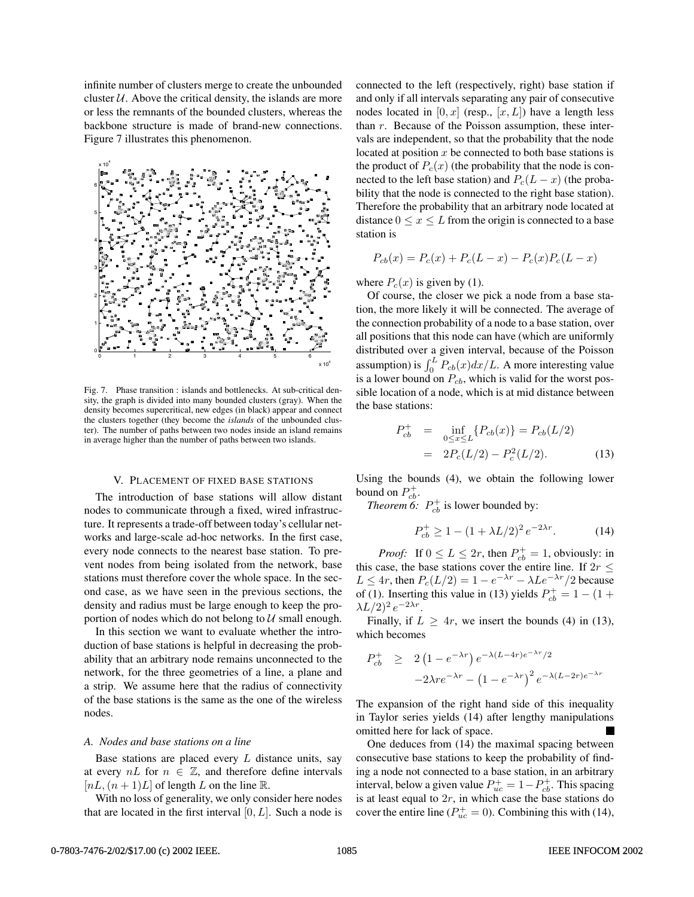infinite number of clusters merge to create the unbounded cluster $\mathcal{U}$. Above the critical density, the islands are more or less the remnants of the bounded clusters, whereas the backbone structure is made of brand-new connections. Figure 7 illustrates this phenomenon.

Fig. 7. Phase transition : islands and bottlenecks. At sub-critical density, the graph is divided into many bounded clusters (gray). When the density becomes supercritical, new edges (in black) appear and connect the clusters together (they become the *islands* of the unbounded cluster). The number of paths between two nodes inside an island remains in average higher than the number of paths between two islands.

## V. Placement of fixed base stations

The introduction of base stations will allow distant nodes to communicate through a fixed, wired infrastructure. It represents a trade-off between today's cellular networks and large-scale ad-hoc networks. In the first case, every node connects to the nearest base station. To prevent nodes from being isolated from the network, base stations must therefore cover the whole space. In the second case, as we have seen in the previous sections, the density and radius must be large enough to keep the proportion of nodes which do not belong to $\mathcal{U}$ small enough.

In this section we want to evaluate whether the introduction of base stations is helpful in decreasing the probability that an arbitrary node remains unconnected to the network, for the three geometries of a line, a plane and a strip. We assume here that the radius of connectivity of the base stations is the same as the one of the wireless nodes.

### A. Nodes and base stations on a line

Base stations are placed every $L$ distance units, say at every $nL$ for $n \in \mathbb{Z}$, and therefore define intervals $[nL, (n+1)L]$ of length $L$ on the line $\mathbb{R}$.

With no loss of generality, we only consider here nodes that are located in the first interval $[0, L]$. Such a node is connected to the left (respectively, right) base station if and only if all intervals separating any pair of consecutive nodes located in $[0, x]$ (resp., $[x, L]$) have a length less than $r$. Because of the Poisson assumption, these intervals are independent, so that the probability that the node located at position $x$ be connected to both base stations is the product of $P_c(x)$ (the probability that the node is connected to the left base station) and $P_c(L-x)$ (the probability that the node is connected to the right base station). Therefore the probability that an arbitrary node located at distance $0 \leq x \leq L$ from the origin is connected to a base station is

$$P_{cb}(x) = P_c(x) + P_c(L-x) - P_c(x)P_c(L-x)$$

where $P_c(x)$ is given by (1).

Of course, the closer we pick a node from a base station, the more likely it will be connected. The average of the connection probability of a node to a base station, over all positions that this node can have (which are uniformly distributed over a given interval, because of the Poisson assumption) is $\int_0^L P_{cb}(x)dx/L$. A more interesting value is a lower bound on $P_{cb}$, which is valid for the worst possible location of a node, which is at mid distance between the base stations:

$$\begin{aligned} P_{cb}^{+} &= \inf_{0 \leq x \leq L}\{P_{cb}(x)\} = P_{cb}(L/2) \\ &= 2P_c(L/2) - P_c^2(L/2). \end{aligned} \quad (13)$$

Using the bounds (4), we obtain the following lower bound on $P_{cb}^{+}$.

*Theorem 6:* $P_{cb}^{+}$ is lower bounded by:

$$P_{cb}^{+} \geq 1 - (1 + \lambda L/2)^2 e^{-2\lambda r}. \quad (14)$$

*Proof:* If $0 \leq L \leq 2r$, then $P_{cb}^{+} = 1$, obviously: in this case, the base stations cover the entire line. If $2r \leq L \leq 4r$, then $P_c(L/2) = 1 - e^{-\lambda r} - \lambda L e^{-\lambda r}/2$ because of (1). Inserting this value in (13) yields $P_{cb}^{+} = 1 - (1 + \lambda L/2)^2 e^{-2\lambda r}$.

Finally, if $L \geq 4r$, we insert the bounds (4) in (13), which becomes

$$\begin{aligned} P_{cb}^{+} \geq\ & 2\left(1 - e^{-\lambda r}\right) e^{-\lambda(L-4r)e^{-\lambda r}/2} \\ & -2\lambda r e^{-\lambda r} - \left(1 - e^{-\lambda r}\right)^2 e^{-\lambda(L-2r)e^{-\lambda r}} \end{aligned}$$

The expansion of the right hand side of this inequality in Taylor series yields (14) after lengthy manipulations omitted here for lack of space. ∎

One deduces from (14) the maximal spacing between consecutive base stations to keep the probability of finding a node not connected to a base station, in an arbitrary interval, below a given value $P_{uc}^{+} = 1 - P_{cb}^{+}$. This spacing is at least equal to $2r$, in which case the base stations do cover the entire line ($P_{uc}^{+} = 0$). Combining this with (14),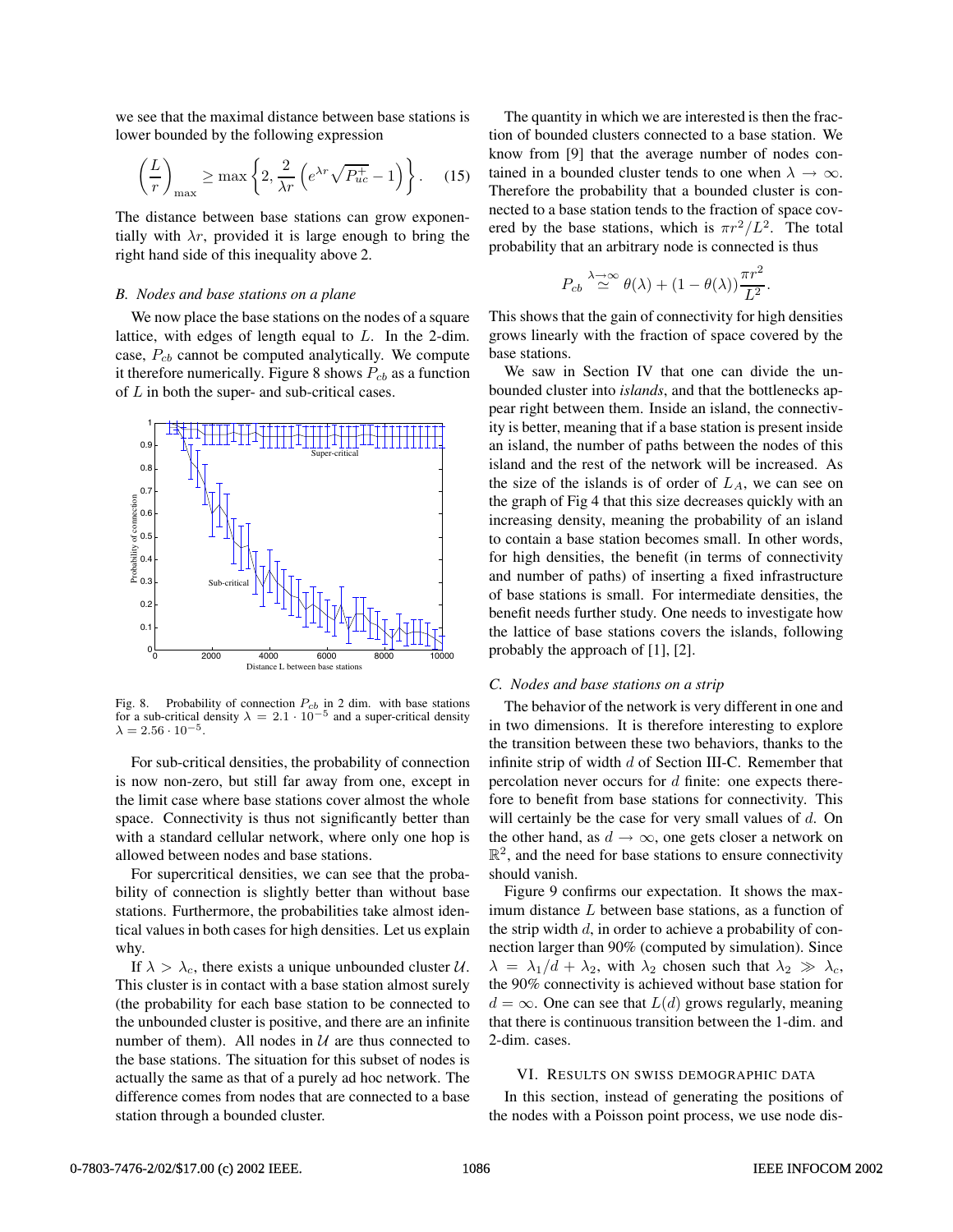we see that the maximal distance between base stations is lower bounded by the following expression

$$\left(\frac{L}{r}\right)_{\max} \geq \max\left\{2, \frac{2}{\lambda r}\left(e^{\lambda r}\sqrt{P_{uc}^{+}} - 1\right)\right\}. \quad (15)$$

The distance between base stations can grow exponentially with $\lambda r$, provided it is large enough to bring the right hand side of this inequality above 2.

### B. Nodes and base stations on a plane

We now place the base stations on the nodes of a square lattice, with edges of length equal to $L$. In the 2-dim. case, $P_{cb}$ cannot be computed analytically. We compute it therefore numerically. Figure 8 shows $P_{cb}$ as a function of $L$ in both the super- and sub-critical cases.

Fig. 8. Probability of connection $P_{cb}$ in 2 dim. with base stations for a sub-critical density $\lambda = 2.1 \cdot 10^{-5}$ and a super-critical density $\lambda = 2.56 \cdot 10^{-5}$.

For sub-critical densities, the probability of connection is now non-zero, but still far away from one, except in the limit case where base stations cover almost the whole space. Connectivity is thus not significantly better than with a standard cellular network, where only one hop is allowed between nodes and base stations.

For supercritical densities, we can see that the probability of connection is slightly better than without base stations. Furthermore, the probabilities take almost identical values in both cases for high densities. Let us explain why.

If $\lambda > \lambda_c$, there exists a unique unbounded cluster $\mathcal{U}$. This cluster is in contact with a base station almost surely (the probability for each base station to be connected to the unbounded cluster is positive, and there are an infinite number of them). All nodes in $\mathcal{U}$ are thus connected to the base stations. The situation for this subset of nodes is actually the same as that of a purely ad hoc network. The difference comes from nodes that are connected to a base station through a bounded cluster.

The quantity in which we are interested is then the fraction of bounded clusters connected to a base station. We know from [9] that the average number of nodes contained in a bounded cluster tends to one when $\lambda \to \infty$. Therefore the probability that a bounded cluster is connected to a base station tends to the fraction of space covered by the base stations, which is $\pi r^2/L^2$. The total probability that an arbitrary node is connected is thus

$$P_{cb} \overset{\lambda \to \infty}{\simeq} \theta(\lambda) + (1 - \theta(\lambda))\frac{\pi r^2}{L^2}.$$

This shows that the gain of connectivity for high densities grows linearly with the fraction of space covered by the base stations.

We saw in Section IV that one can divide the unbounded cluster into *islands*, and that the bottlenecks appear right between them. Inside an island, the connectivity is better, meaning that if a base station is present inside an island, the number of paths between the nodes of this island and the rest of the network will be increased. As the size of the islands is of order of $L_A$, we can see on the graph of Fig 4 that this size decreases quickly with an increasing density, meaning the probability of an island to contain a base station becomes small. In other words, for high densities, the benefit (in terms of connectivity and number of paths) of inserting a fixed infrastructure of base stations is small. For intermediate densities, the benefit needs further study. One needs to investigate how the lattice of base stations covers the islands, following probably the approach of [1], [2].

### C. Nodes and base stations on a strip

The behavior of the network is very different in one and in two dimensions. It is therefore interesting to explore the transition between these two behaviors, thanks to the infinite strip of width $d$ of Section III-C. Remember that percolation never occurs for $d$ finite: one expects therefore to benefit from base stations for connectivity. This will certainly be the case for very small values of $d$. On the other hand, as $d \to \infty$, one gets closer a network on $\mathbb{R}^2$, and the need for base stations to ensure connectivity should vanish.

Figure 9 confirms our expectation. It shows the maximum distance $L$ between base stations, as a function of the strip width $d$, in order to achieve a probability of connection larger than 90% (computed by simulation). Since $\lambda = \lambda_1/d + \lambda_2$, with $\lambda_2$ chosen such that $\lambda_2 \gg \lambda_c$, the 90% connectivity is achieved without base station for $d = \infty$. One can see that $L(d)$ grows regularly, meaning that there is continuous transition between the 1-dim. and 2-dim. cases.

## VI. Results on Swiss demographic data

In this section, instead of generating the positions of the nodes with a Poisson point process, we use node dis-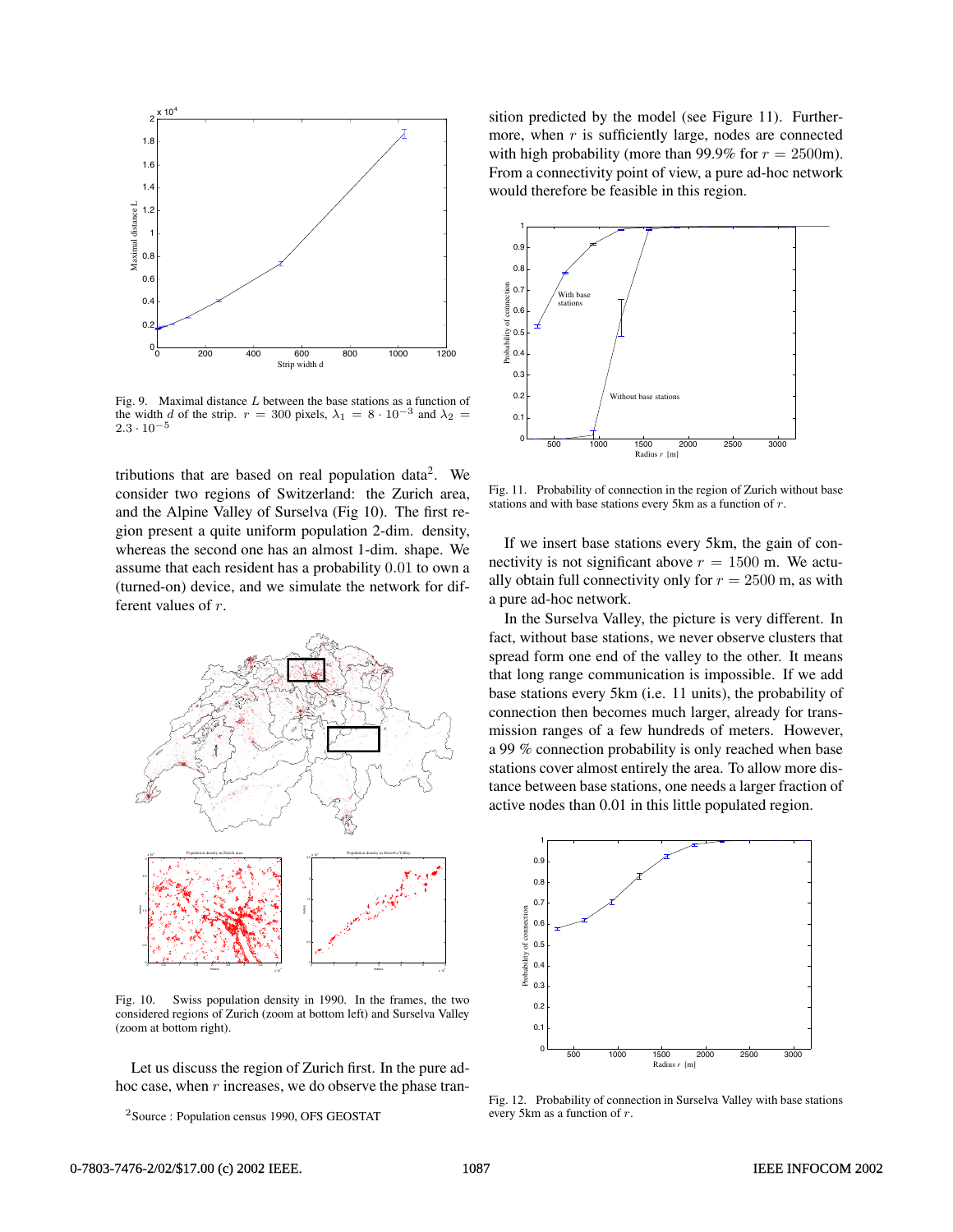Fig. 9. Maximal distance $L$ between the base stations as a function of the width $d$ of the strip. $r = 300$ pixels, $\lambda_1 = 8 \cdot 10^{-3}$ and $\lambda_2 = 2.3 \cdot 10^{-5}$

tributions that are based on real population data[2]. We consider two regions of Switzerland: the Zurich area, and the Alpine Valley of Surselva (Fig 10). The first region present a quite uniform population 2-dim. density, whereas the second one has an almost 1-dim. shape. We assume that each resident has a probability 0.01 to own a (turned-on) device, and we simulate the network for different values of $r$.

Fig. 10. Swiss population density in 1990. In the frames, the two considered regions of Zurich (zoom at bottom left) and Surselva Valley (zoom at bottom right).

Let us discuss the region of Zurich first. In the pure ad-hoc case, when $r$ increases, we do observe the phase transition predicted by the model (see Figure 11). Furthermore, when $r$ is sufficiently large, nodes are connected with high probability (more than 99.9% for $r = 2500$m). From a connectivity point of view, a pure ad-hoc network would therefore be feasible in this region.

Fig. 11. Probability of connection in the region of Zurich without base stations and with base stations every 5km as a function of $r$.

If we insert base stations every 5km, the gain of connectivity is not significant above $r = 1500$ m. We actually obtain full connectivity only for $r = 2500$ m, as with a pure ad-hoc network.

In the Surselva Valley, the picture is very different. In fact, without base stations, we never observe clusters that spread form one end of the valley to the other. It means that long range communication is impossible. If we add base stations every 5km (i.e. 11 units), the probability of connection then becomes much larger, already for transmission ranges of a few hundreds of meters. However, a 99 % connection probability is only reached when base stations cover almost entirely the area. To allow more distance between base stations, one needs a larger fraction of active nodes than 0.01 in this little populated region.

Fig. 12. Probability of connection in Surselva Valley with base stations every 5km as a function of $r$.

[2] Source : Population census 1990, OFS GEOSTAT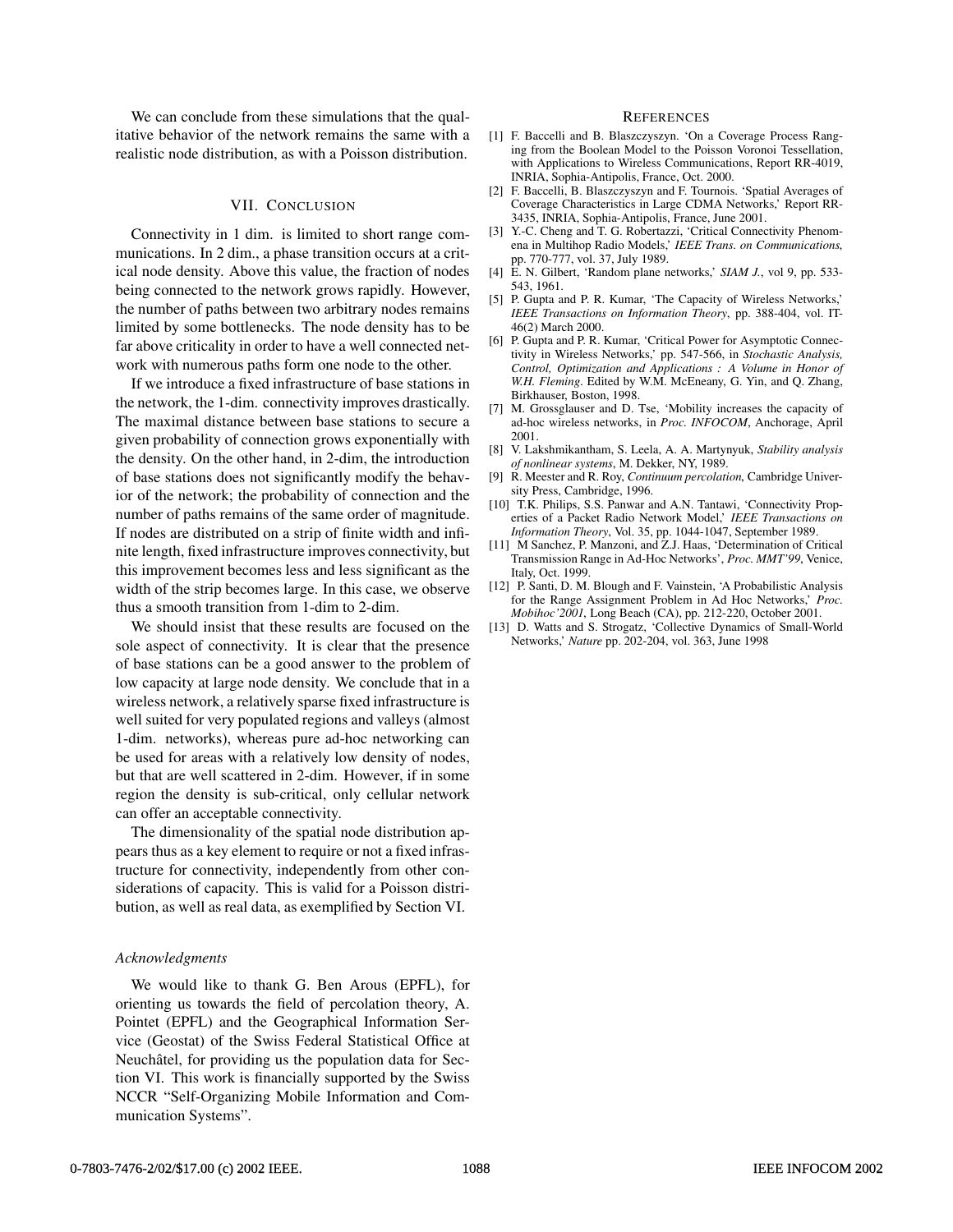We can conclude from these simulations that the qualitative behavior of the network remains the same with a realistic node distribution, as with a Poisson distribution.

## VII. Conclusion

Connectivity in 1 dim. is limited to short range communications. In 2 dim., a phase transition occurs at a critical node density. Above this value, the fraction of nodes being connected to the network grows rapidly. However, the number of paths between two arbitrary nodes remains limited by some bottlenecks. The node density has to be far above criticality in order to have a well connected network with numerous paths form one node to the other.

If we introduce a fixed infrastructure of base stations in the network, the 1-dim. connectivity improves drastically. The maximal distance between base stations to secure a given probability of connection grows exponentially with the density. On the other hand, in 2-dim, the introduction of base stations does not significantly modify the behavior of the network; the probability of connection and the number of paths remains of the same order of magnitude. If nodes are distributed on a strip of finite width and infinite length, fixed infrastructure improves connectivity, but this improvement becomes less and less significant as the width of the strip becomes large. In this case, we observe thus a smooth transition from 1-dim to 2-dim.

We should insist that these results are focused on the sole aspect of connectivity. It is clear that the presence of base stations can be a good answer to the problem of low capacity at large node density. We conclude that in a wireless network, a relatively sparse fixed infrastructure is well suited for very populated regions and valleys (almost 1-dim. networks), whereas pure ad-hoc networking can be used for areas with a relatively low density of nodes, but that are well scattered in 2-dim. However, if in some region the density is sub-critical, only cellular network can offer an acceptable connectivity.

The dimensionality of the spatial node distribution appears thus as a key element to require or not a fixed infrastructure for connectivity, independently from other considerations of capacity. This is valid for a Poisson distribution, as well as real data, as exemplified by Section VI.

### *Acknowledgments*

We would like to thank G. Ben Arous (EPFL), for orienting us towards the field of percolation theory, A. Pointet (EPFL) and the Geographical Information Service (Geostat) of the Swiss Federal Statistical Office at Neuchâtel, for providing us the population data for Section VI. This work is financially supported by the Swiss NCCR "Self-Organizing Mobile Information and Communication Systems".

## References

[1] F. Baccelli and B. Blaszczyszyn. 'On a Coverage Process Ranging from the Boolean Model to the Poisson Voronoi Tessellation, with Applications to Wireless Communications, Report RR-4019, INRIA, Sophia-Antipolis, France, Oct. 2000.

[2] F. Baccelli, B. Blaszczyszyn and F. Tournois. 'Spatial Averages of Coverage Characteristics in Large CDMA Networks,' Report RR-3435, INRIA, Sophia-Antipolis, France, June 2001.

[3] Y.-C. Cheng and T. G. Robertazzi, 'Critical Connectivity Phenomena in Multihop Radio Models,' *IEEE Trans. on Communications*, pp. 770-777, vol. 37, July 1989.

[4] E. N. Gilbert, 'Random plane networks,' *SIAM J.*, vol 9, pp. 533-543, 1961.

[5] P. Gupta and P. R. Kumar, 'The Capacity of Wireless Networks,' *IEEE Transactions on Information Theory*, pp. 388-404, vol. IT-46(2) March 2000.

[6] P. Gupta and P. R. Kumar, 'Critical Power for Asymptotic Connectivity in Wireless Networks,' pp. 547-566, in *Stochastic Analysis, Control, Optimization and Applications : A Volume in Honor of W.H. Fleming*. Edited by W.M. McEneany, G. Yin, and Q. Zhang, Birkhauser, Boston, 1998.

[7] M. Grossglauser and D. Tse, 'Mobility increases the capacity of ad-hoc wireless networks, in *Proc. INFOCOM*, Anchorage, April 2001.

[8] V. Lakshmikantham, S. Leela, A. A. Martynyuk, *Stability analysis of nonlinear systems*, M. Dekker, NY, 1989.

[9] R. Meester and R. Roy, *Continuum percolation*, Cambridge University Press, Cambridge, 1996.

[10] T.K. Philips, S.S. Panwar and A.N. Tantawi, 'Connectivity Properties of a Packet Radio Network Model,' *IEEE Transactions on Information Theory*, Vol. 35, pp. 1044-1047, September 1989.

[11] M Sanchez, P. Manzoni, and Z.J. Haas, 'Determination of Critical Transmission Range in Ad-Hoc Networks', *Proc. MMT'99*, Venice, Italy, Oct. 1999.

[12] P. Santi, D. M. Blough and F. Vainstein, 'A Probabilistic Analysis for the Range Assignment Problem in Ad Hoc Networks,' *Proc. Mobihoc'2001*, Long Beach (CA), pp. 212-220, October 2001.

[13] D. Watts and S. Strogatz, 'Collective Dynamics of Small-World Networks,' *Nature* pp. 202-204, vol. 363, June 1998